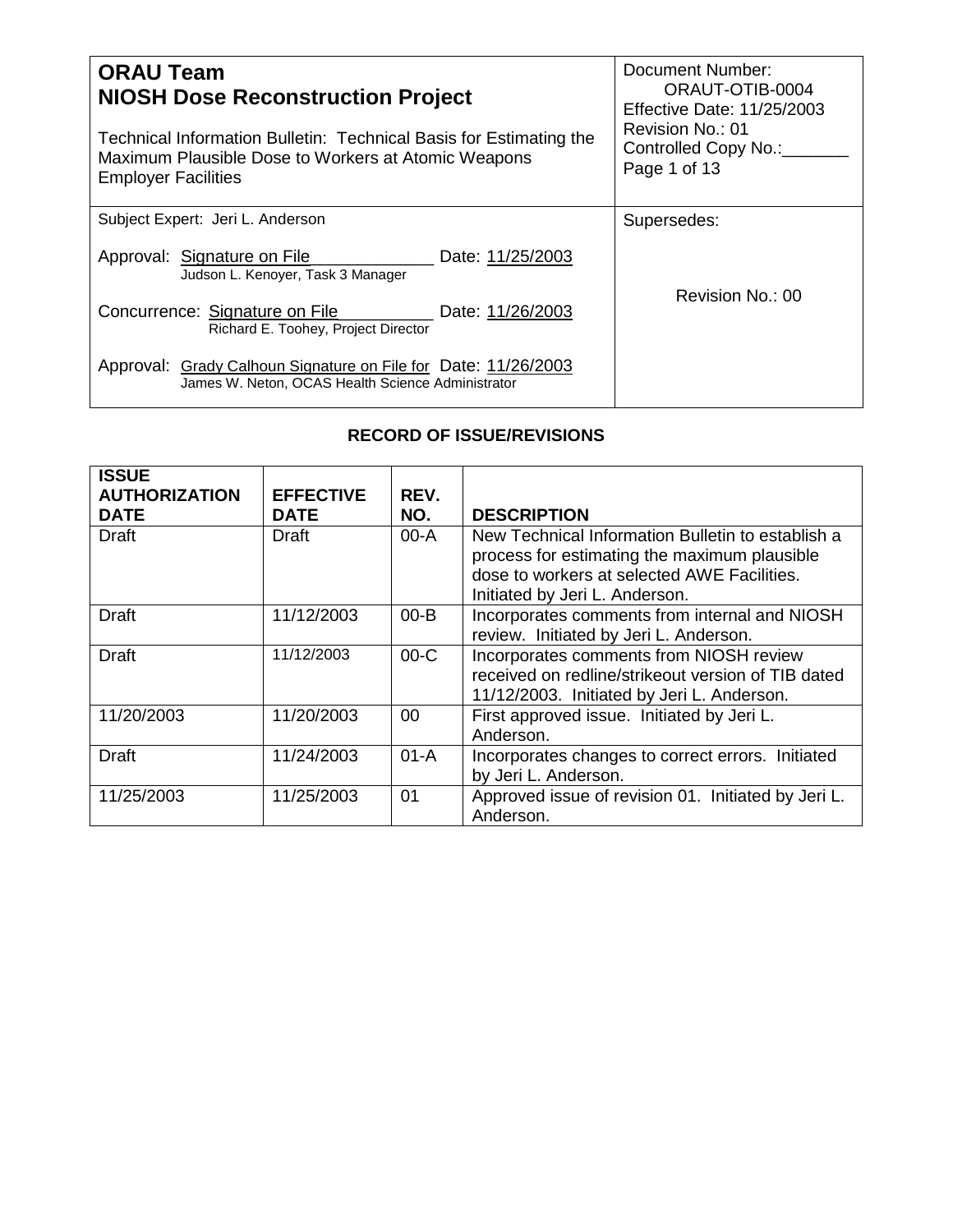| ORAU Team<br>NIOSH Dose Reconstruction Project<br><br>Technical Information Bulletin: Technical Basis for Estimating the Maximum Plausible Dose to Workers at Atomic Weapons Employer Facilities | Document Number: ORAUT-OTIB-0004<br>Effective Date: 11/25/2003<br>Revision No.: 01<br>Controlled Copy No.:_______<br>Page 1 of 13 |
|---|---|
| Subject Expert: Jeri L. Anderson<br><br>Approval: Signature on File Date: 11/25/2003<br>Judson L. Kenoyer, Task 3 Manager<br><br>Concurrence: Signature on File Date: 11/26/2003<br>Richard E. Toohey, Project Director<br><br>Approval: Grady Calhoun Signature on File for Date: 11/26/2003<br>James W. Neton, OCAS Health Science Administrator | Supersedes:<br><br>Revision No.: 00 |

## RECORD OF ISSUE/REVISIONS

| ISSUE AUTHORIZATION DATE | EFFECTIVE DATE | REV. NO. | DESCRIPTION |
|---|---|---|---|
| Draft | Draft | 00-A | New Technical Information Bulletin to establish a process for estimating the maximum plausible dose to workers at selected AWE Facilities. Initiated by Jeri L. Anderson. |
| Draft | 11/12/2003 | 00-B | Incorporates comments from internal and NIOSH review. Initiated by Jeri L. Anderson. |
| Draft | 11/12/2003 | 00-C | Incorporates comments from NIOSH review received on redline/strikeout version of TIB dated 11/12/2003. Initiated by Jeri L. Anderson. |
| 11/20/2003 | 11/20/2003 | 00 | First approved issue. Initiated by Jeri L. Anderson. |
| Draft | 11/24/2003 | 01-A | Incorporates changes to correct errors. Initiated by Jeri L. Anderson. |
| 11/25/2003 | 11/25/2003 | 01 | Approved issue of revision 01. Initiated by Jeri L. Anderson. |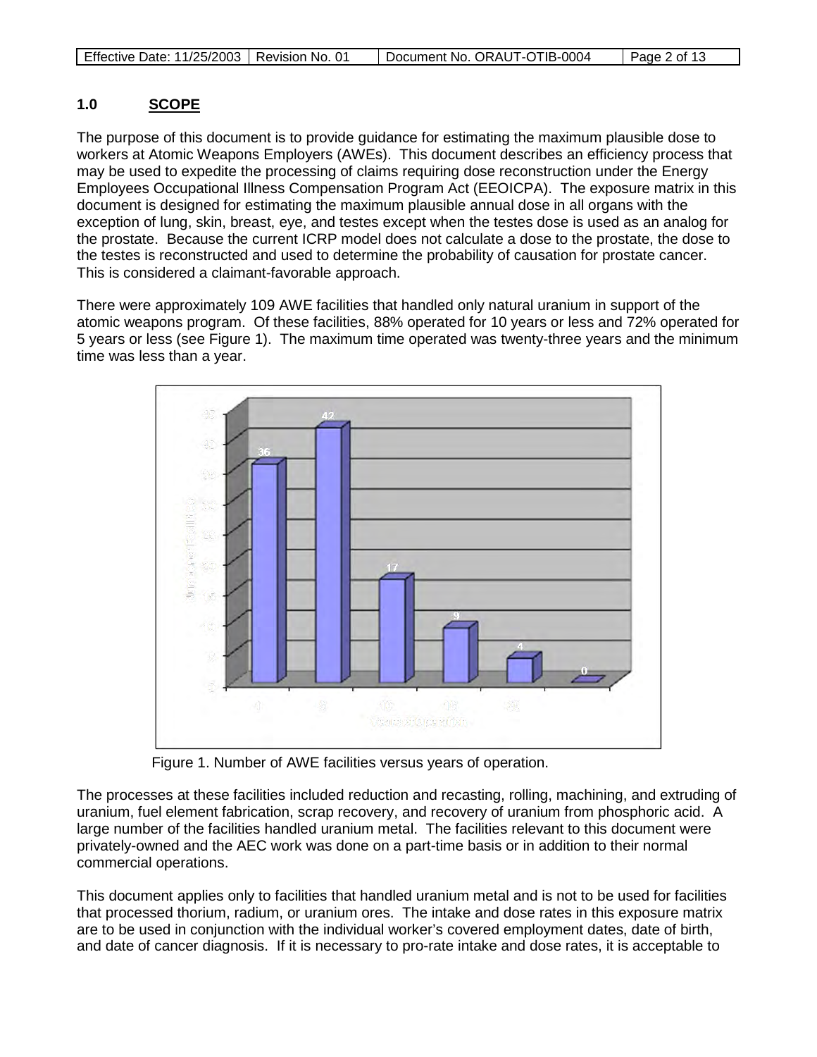## 1.0 SCOPE

The purpose of this document is to provide guidance for estimating the maximum plausible dose to workers at Atomic Weapons Employers (AWEs). This document describes an efficiency process that may be used to expedite the processing of claims requiring dose reconstruction under the Energy Employees Occupational Illness Compensation Program Act (EEOICPA). The exposure matrix in this document is designed for estimating the maximum plausible annual dose in all organs with the exception of lung, skin, breast, eye, and testes except when the testes dose is used as an analog for the prostate. Because the current ICRP model does not calculate a dose to the prostate, the dose to the testes is reconstructed and used to determine the probability of causation for prostate cancer. This is considered a claimant-favorable approach.

There were approximately 109 AWE facilities that handled only natural uranium in support of the atomic weapons program. Of these facilities, 88% operated for 10 years or less and 72% operated for 5 years or less (see Figure 1). The maximum time operated was twenty-three years and the minimum time was less than a year.

Figure 1. Number of AWE facilities versus years of operation.

The processes at these facilities included reduction and recasting, rolling, machining, and extruding of uranium, fuel element fabrication, scrap recovery, and recovery of uranium from phosphoric acid. A large number of the facilities handled uranium metal. The facilities relevant to this document were privately-owned and the AEC work was done on a part-time basis or in addition to their normal commercial operations.

This document applies only to facilities that handled uranium metal and is not to be used for facilities that processed thorium, radium, or uranium ores. The intake and dose rates in this exposure matrix are to be used in conjunction with the individual worker's covered employment dates, date of birth, and date of cancer diagnosis. If it is necessary to pro-rate intake and dose rates, it is acceptable to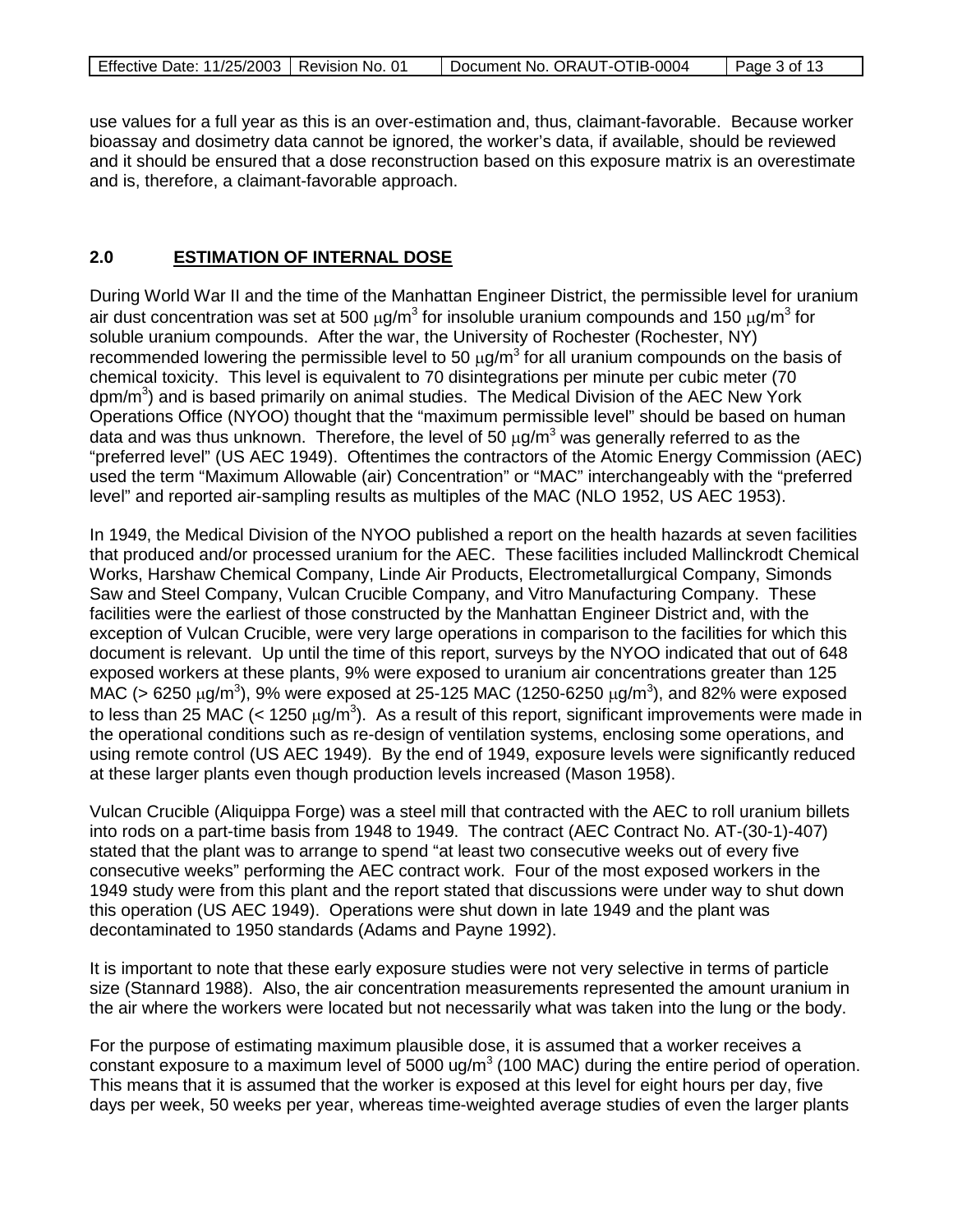use values for a full year as this is an over-estimation and, thus, claimant-favorable. Because worker bioassay and dosimetry data cannot be ignored, the worker's data, if available, should be reviewed and it should be ensured that a dose reconstruction based on this exposure matrix is an overestimate and is, therefore, a claimant-favorable approach.

## 2.0 ESTIMATION OF INTERNAL DOSE

During World War II and the time of the Manhattan Engineer District, the permissible level for uranium air dust concentration was set at 500 $\mu g/m^3$ for insoluble uranium compounds and 150 $\mu g/m^3$ for soluble uranium compounds. After the war, the University of Rochester (Rochester, NY) recommended lowering the permissible level to 50 $\mu g/m^3$ for all uranium compounds on the basis of chemical toxicity. This level is equivalent to 70 disintegrations per minute per cubic meter (70 $dpm/m^3$) and is based primarily on animal studies. The Medical Division of the AEC New York Operations Office (NYOO) thought that the "maximum permissible level" should be based on human data and was thus unknown. Therefore, the level of 50 $\mu g/m^3$ was generally referred to as the "preferred level" (US AEC 1949). Oftentimes the contractors of the Atomic Energy Commission (AEC) used the term "Maximum Allowable (air) Concentration" or "MAC" interchangeably with the "preferred level" and reported air-sampling results as multiples of the MAC (NLO 1952, US AEC 1953).

In 1949, the Medical Division of the NYOO published a report on the health hazards at seven facilities that produced and/or processed uranium for the AEC. These facilities included Mallinckrodt Chemical Works, Harshaw Chemical Company, Linde Air Products, Electrometallurgical Company, Simonds Saw and Steel Company, Vulcan Crucible Company, and Vitro Manufacturing Company. These facilities were the earliest of those constructed by the Manhattan Engineer District and, with the exception of Vulcan Crucible, were very large operations in comparison to the facilities for which this document is relevant. Up until the time of this report, surveys by the NYOO indicated that out of 648 exposed workers at these plants, 9% were exposed to uranium air concentrations greater than 125 MAC (> 6250 $\mu g/m^3$), 9% were exposed at 25-125 MAC (1250-6250 $\mu g/m^3$), and 82% were exposed to less than 25 MAC (< 1250 $\mu g/m^3$). As a result of this report, significant improvements were made in the operational conditions such as re-design of ventilation systems, enclosing some operations, and using remote control (US AEC 1949). By the end of 1949, exposure levels were significantly reduced at these larger plants even though production levels increased (Mason 1958).

Vulcan Crucible (Aliquippa Forge) was a steel mill that contracted with the AEC to roll uranium billets into rods on a part-time basis from 1948 to 1949. The contract (AEC Contract No. AT-(30-1)-407) stated that the plant was to arrange to spend "at least two consecutive weeks out of every five consecutive weeks" performing the AEC contract work. Four of the most exposed workers in the 1949 study were from this plant and the report stated that discussions were under way to shut down this operation (US AEC 1949). Operations were shut down in late 1949 and the plant was decontaminated to 1950 standards (Adams and Payne 1992).

It is important to note that these early exposure studies were not very selective in terms of particle size (Stannard 1988). Also, the air concentration measurements represented the amount uranium in the air where the workers were located but not necessarily what was taken into the lung or the body.

For the purpose of estimating maximum plausible dose, it is assumed that a worker receives a constant exposure to a maximum level of 5000 $ug/m^3$ (100 MAC) during the entire period of operation. This means that it is assumed that the worker is exposed at this level for eight hours per day, five days per week, 50 weeks per year, whereas time-weighted average studies of even the larger plants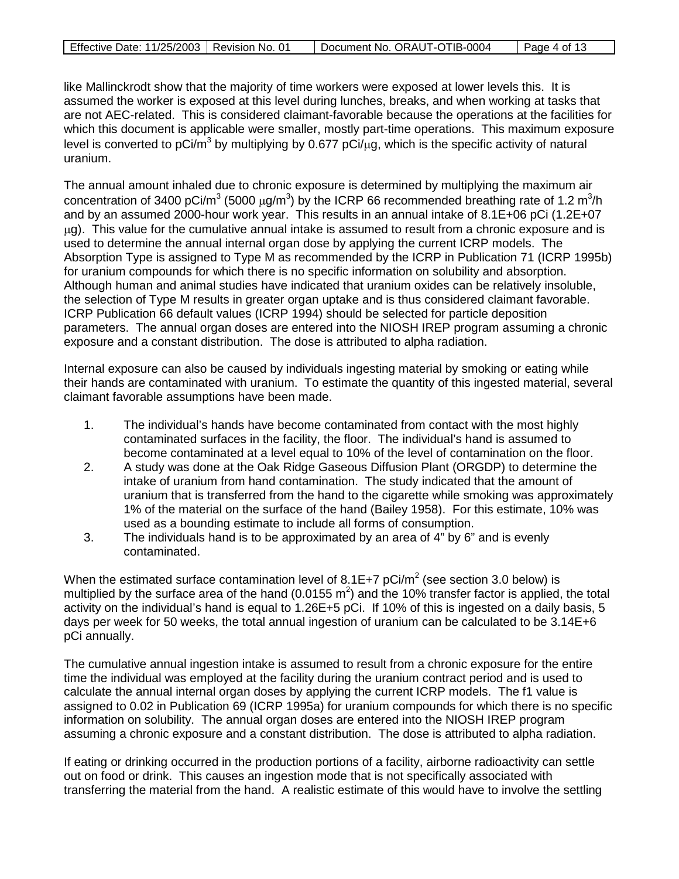like Mallinckrodt show that the majority of time workers were exposed at lower levels this. It is assumed the worker is exposed at this level during lunches, breaks, and when working at tasks that are not AEC-related. This is considered claimant-favorable because the operations at the facilities for which this document is applicable were smaller, mostly part-time operations. This maximum exposure level is converted to pCi/m$^3$ by multiplying by 0.677 pCi/$\mu$g, which is the specific activity of natural uranium.

The annual amount inhaled due to chronic exposure is determined by multiplying the maximum air concentration of 3400 pCi/m$^3$ (5000 $\mu$g/m$^3$) by the ICRP 66 recommended breathing rate of 1.2 m$^3$/h and by an assumed 2000-hour work year. This results in an annual intake of 8.1E+06 pCi (1.2E+07 $\mu$g). This value for the cumulative annual intake is assumed to result from a chronic exposure and is used to determine the annual internal organ dose by applying the current ICRP models. The Absorption Type is assigned to Type M as recommended by the ICRP in Publication 71 (ICRP 1995b) for uranium compounds for which there is no specific information on solubility and absorption. Although human and animal studies have indicated that uranium oxides can be relatively insoluble, the selection of Type M results in greater organ uptake and is thus considered claimant favorable. ICRP Publication 66 default values (ICRP 1994) should be selected for particle deposition parameters. The annual organ doses are entered into the NIOSH IREP program assuming a chronic exposure and a constant distribution. The dose is attributed to alpha radiation.

Internal exposure can also be caused by individuals ingesting material by smoking or eating while their hands are contaminated with uranium. To estimate the quantity of this ingested material, several claimant favorable assumptions have been made.

1. The individual's hands have become contaminated from contact with the most highly contaminated surfaces in the facility, the floor. The individual's hand is assumed to become contaminated at a level equal to 10% of the level of contamination on the floor.
2. A study was done at the Oak Ridge Gaseous Diffusion Plant (ORGDP) to determine the intake of uranium from hand contamination. The study indicated that the amount of uranium that is transferred from the hand to the cigarette while smoking was approximately 1% of the material on the surface of the hand (Bailey 1958). For this estimate, 10% was used as a bounding estimate to include all forms of consumption.
3. The individuals hand is to be approximated by an area of 4" by 6" and is evenly contaminated.

When the estimated surface contamination level of 8.1E+7 pCi/m$^2$ (see section 3.0 below) is multiplied by the surface area of the hand (0.0155 m$^2$) and the 10% transfer factor is applied, the total activity on the individual's hand is equal to 1.26E+5 pCi. If 10% of this is ingested on a daily basis, 5 days per week for 50 weeks, the total annual ingestion of uranium can be calculated to be 3.14E+6 pCi annually.

The cumulative annual ingestion intake is assumed to result from a chronic exposure for the entire time the individual was employed at the facility during the uranium contract period and is used to calculate the annual internal organ doses by applying the current ICRP models. The f1 value is assigned to 0.02 in Publication 69 (ICRP 1995a) for uranium compounds for which there is no specific information on solubility. The annual organ doses are entered into the NIOSH IREP program assuming a chronic exposure and a constant distribution. The dose is attributed to alpha radiation.

If eating or drinking occurred in the production portions of a facility, airborne radioactivity can settle out on food or drink. This causes an ingestion mode that is not specifically associated with transferring the material from the hand. A realistic estimate of this would have to involve the settling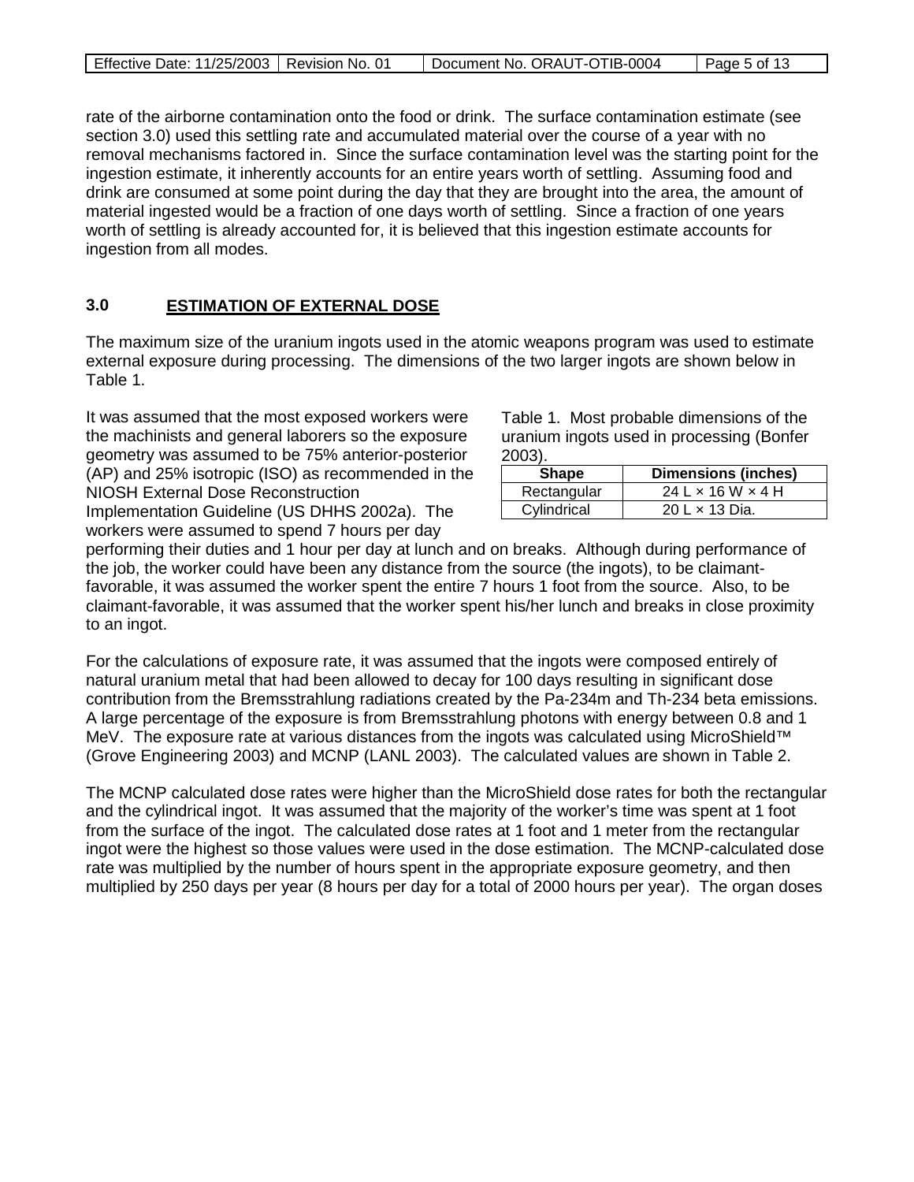rate of the airborne contamination onto the food or drink. The surface contamination estimate (see section 3.0) used this settling rate and accumulated material over the course of a year with no removal mechanisms factored in. Since the surface contamination level was the starting point for the ingestion estimate, it inherently accounts for an entire years worth of settling. Assuming food and drink are consumed at some point during the day that they are brought into the area, the amount of material ingested would be a fraction of one days worth of settling. Since a fraction of one years worth of settling is already accounted for, it is believed that this ingestion estimate accounts for ingestion from all modes.

## 3.0 ESTIMATION OF EXTERNAL DOSE

The maximum size of the uranium ingots used in the atomic weapons program was used to estimate external exposure during processing. The dimensions of the two larger ingots are shown below in Table 1.

Table 1. Most probable dimensions of the uranium ingots used in processing (Bonfer 2003).

| Shape | Dimensions (inches) |
|---|---|
| Rectangular | 24 L × 16 W × 4 H |
| Cylindrical | 20 L × 13 Dia. |

It was assumed that the most exposed workers were the machinists and general laborers so the exposure geometry was assumed to be 75% anterior-posterior (AP) and 25% isotropic (ISO) as recommended in the NIOSH External Dose Reconstruction Implementation Guideline (US DHHS 2002a). The workers were assumed to spend 7 hours per day performing their duties and 1 hour per day at lunch and on breaks. Although during performance of the job, the worker could have been any distance from the source (the ingots), to be claimant-favorable, it was assumed the worker spent the entire 7 hours 1 foot from the source. Also, to be claimant-favorable, it was assumed that the worker spent his/her lunch and breaks in close proximity to an ingot.

For the calculations of exposure rate, it was assumed that the ingots were composed entirely of natural uranium metal that had been allowed to decay for 100 days resulting in significant dose contribution from the Bremsstrahlung radiations created by the Pa-234m and Th-234 beta emissions. A large percentage of the exposure is from Bremsstrahlung photons with energy between 0.8 and 1 MeV. The exposure rate at various distances from the ingots was calculated using MicroShield™ (Grove Engineering 2003) and MCNP (LANL 2003). The calculated values are shown in Table 2.

The MCNP calculated dose rates were higher than the MicroShield dose rates for both the rectangular and the cylindrical ingot. It was assumed that the majority of the worker's time was spent at 1 foot from the surface of the ingot. The calculated dose rates at 1 foot and 1 meter from the rectangular ingot were the highest so those values were used in the dose estimation. The MCNP-calculated dose rate was multiplied by the number of hours spent in the appropriate exposure geometry, and then multiplied by 250 days per year (8 hours per day for a total of 2000 hours per year). The organ doses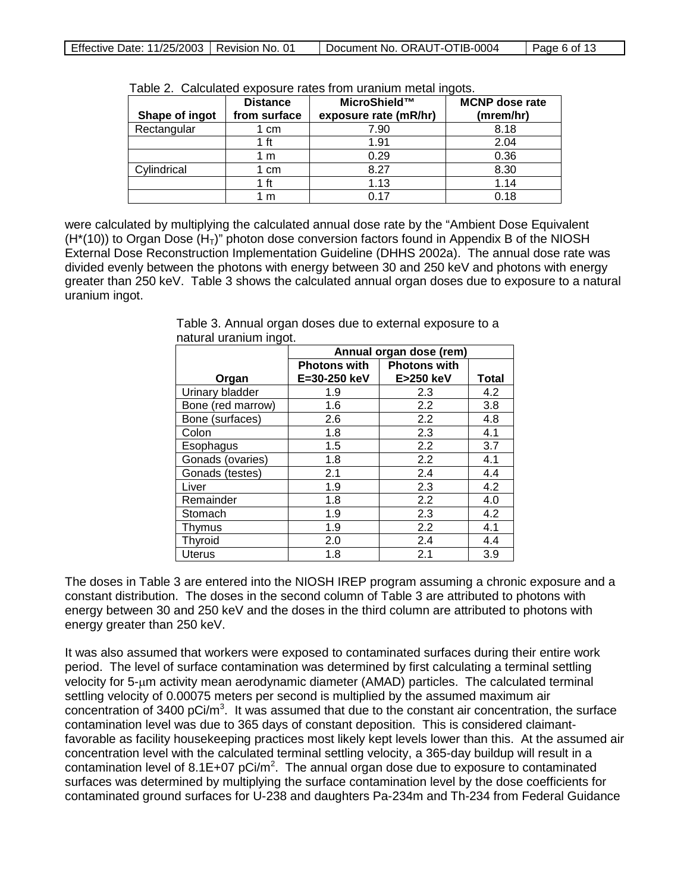Table 2. Calculated exposure rates from uranium metal ingots.

| Shape of ingot | Distance from surface | MicroShield™ exposure rate (mR/hr) | MCNP dose rate (mrem/hr) |
|---|---|---|---|
| Rectangular | 1 cm | 7.90 | 8.18 |
| | 1 ft | 1.91 | 2.04 |
| | 1 m | 0.29 | 0.36 |
| Cylindrical | 1 cm | 8.27 | 8.30 |
| | 1 ft | 1.13 | 1.14 |
| | 1 m | 0.17 | 0.18 |

were calculated by multiplying the calculated annual dose rate by the "Ambient Dose Equivalent ($H^*(10)$) to Organ Dose ($H_T$)" photon dose conversion factors found in Appendix B of the NIOSH External Dose Reconstruction Implementation Guideline (DHHS 2002a). The annual dose rate was divided evenly between the photons with energy between 30 and 250 keV and photons with energy greater than 250 keV. Table 3 shows the calculated annual organ doses due to exposure to a natural uranium ingot.

Table 3. Annual organ doses due to external exposure to a natural uranium ingot.

| | Annual organ dose (rem) | | |
|---|---|---|---|
| Organ | Photons with E=30-250 keV | Photons with E>250 keV | Total |
| Urinary bladder | 1.9 | 2.3 | 4.2 |
| Bone (red marrow) | 1.6 | 2.2 | 3.8 |
| Bone (surfaces) | 2.6 | 2.2 | 4.8 |
| Colon | 1.8 | 2.3 | 4.1 |
| Esophagus | 1.5 | 2.2 | 3.7 |
| Gonads (ovaries) | 1.8 | 2.2 | 4.1 |
| Gonads (testes) | 2.1 | 2.4 | 4.4 |
| Liver | 1.9 | 2.3 | 4.2 |
| Remainder | 1.8 | 2.2 | 4.0 |
| Stomach | 1.9 | 2.3 | 4.2 |
| Thymus | 1.9 | 2.2 | 4.1 |
| Thyroid | 2.0 | 2.4 | 4.4 |
| Uterus | 1.8 | 2.1 | 3.9 |

The doses in Table 3 are entered into the NIOSH IREP program assuming a chronic exposure and a constant distribution. The doses in the second column of Table 3 are attributed to photons with energy between 30 and 250 keV and the doses in the third column are attributed to photons with energy greater than 250 keV.

It was also assumed that workers were exposed to contaminated surfaces during their entire work period. The level of surface contamination was determined by first calculating a terminal settling velocity for 5-$\mu$m activity mean aerodynamic diameter (AMAD) particles. The calculated terminal settling velocity of 0.00075 meters per second is multiplied by the assumed maximum air concentration of 3400 pCi/$m^3$. It was assumed that due to the constant air concentration, the surface contamination level was due to 365 days of constant deposition. This is considered claimant-favorable as facility housekeeping practices most likely kept levels lower than this. At the assumed air concentration level with the calculated terminal settling velocity, a 365-day buildup will result in a contamination level of 8.1E+07 pCi/$m^2$. The annual organ dose due to exposure to contaminated surfaces was determined by multiplying the surface contamination level by the dose coefficients for contaminated ground surfaces for U-238 and daughters Pa-234m and Th-234 from Federal Guidance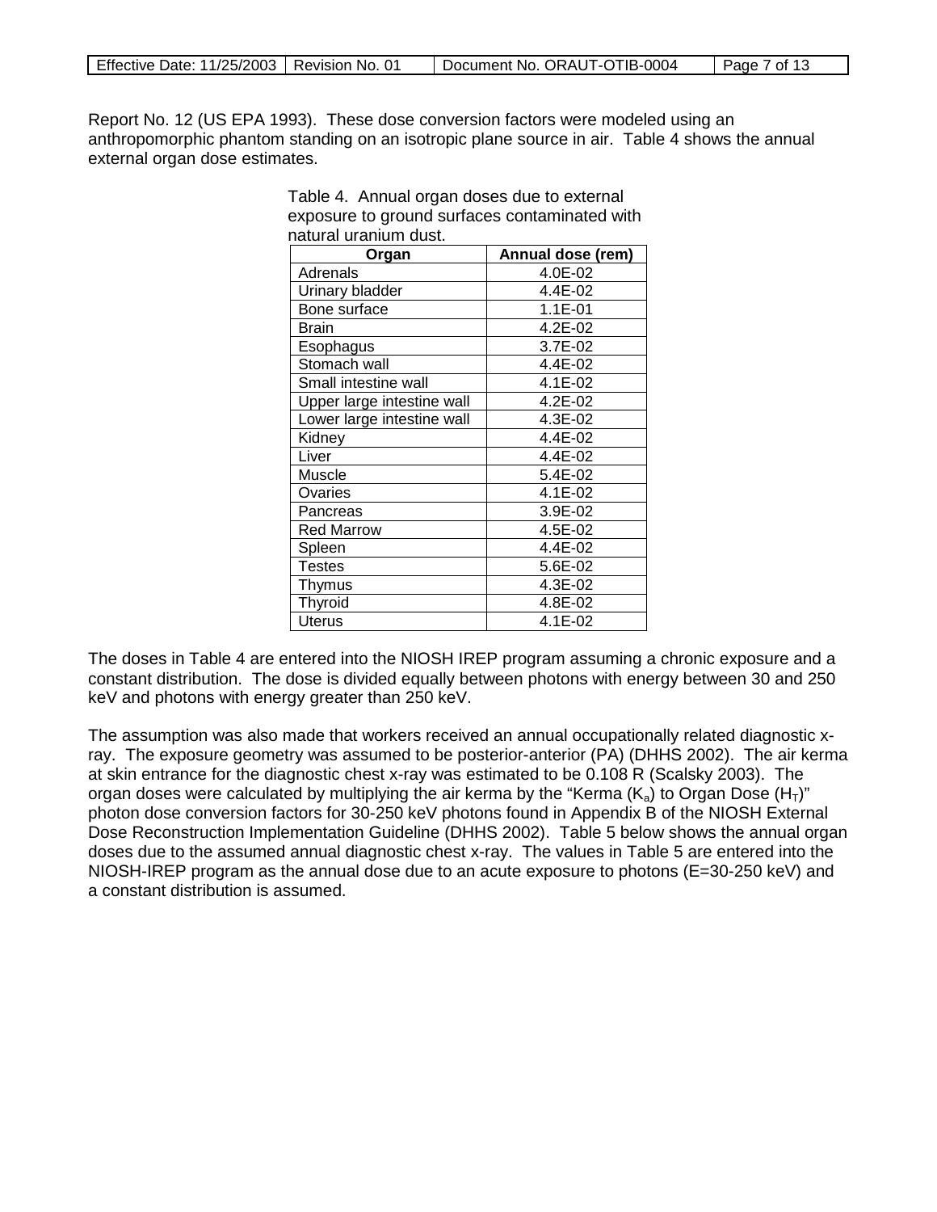Report No. 12 (US EPA 1993). These dose conversion factors were modeled using an anthropomorphic phantom standing on an isotropic plane source in air. Table 4 shows the annual external organ dose estimates.

Table 4. Annual organ doses due to external exposure to ground surfaces contaminated with natural uranium dust.

| Organ | Annual dose (rem) |
|---|---|
| Adrenals | 4.0E-02 |
| Urinary bladder | 4.4E-02 |
| Bone surface | 1.1E-01 |
| Brain | 4.2E-02 |
| Esophagus | 3.7E-02 |
| Stomach wall | 4.4E-02 |
| Small intestine wall | 4.1E-02 |
| Upper large intestine wall | 4.2E-02 |
| Lower large intestine wall | 4.3E-02 |
| Kidney | 4.4E-02 |
| Liver | 4.4E-02 |
| Muscle | 5.4E-02 |
| Ovaries | 4.1E-02 |
| Pancreas | 3.9E-02 |
| Red Marrow | 4.5E-02 |
| Spleen | 4.4E-02 |
| Testes | 5.6E-02 |
| Thymus | 4.3E-02 |
| Thyroid | 4.8E-02 |
| Uterus | 4.1E-02 |

The doses in Table 4 are entered into the NIOSH IREP program assuming a chronic exposure and a constant distribution. The dose is divided equally between photons with energy between 30 and 250 keV and photons with energy greater than 250 keV.

The assumption was also made that workers received an annual occupationally related diagnostic x-ray. The exposure geometry was assumed to be posterior-anterior (PA) (DHHS 2002). The air kerma at skin entrance for the diagnostic chest x-ray was estimated to be 0.108 R (Scalsky 2003). The organ doses were calculated by multiplying the air kerma by the "Kerma ($K_a$) to Organ Dose ($H_T$)" photon dose conversion factors for 30-250 keV photons found in Appendix B of the NIOSH External Dose Reconstruction Implementation Guideline (DHHS 2002). Table 5 below shows the annual organ doses due to the assumed annual diagnostic chest x-ray. The values in Table 5 are entered into the NIOSH-IREP program as the annual dose due to an acute exposure to photons (E=30-250 keV) and a constant distribution is assumed.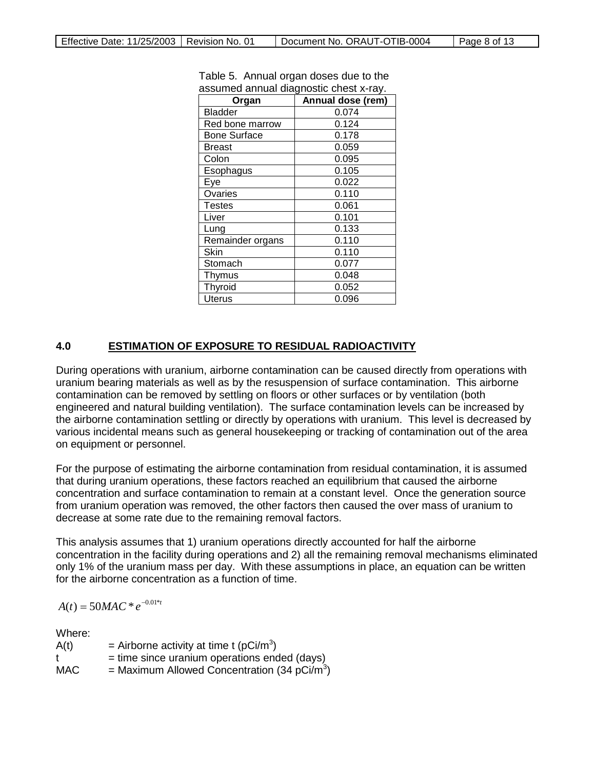Table 5. Annual organ doses due to the assumed annual diagnostic chest x-ray.

| Organ | Annual dose (rem) |
|---|---|
| Bladder | 0.074 |
| Red bone marrow | 0.124 |
| Bone Surface | 0.178 |
| Breast | 0.059 |
| Colon | 0.095 |
| Esophagus | 0.105 |
| Eye | 0.022 |
| Ovaries | 0.110 |
| Testes | 0.061 |
| Liver | 0.101 |
| Lung | 0.133 |
| Remainder organs | 0.110 |
| Skin | 0.110 |
| Stomach | 0.077 |
| Thymus | 0.048 |
| Thyroid | 0.052 |
| Uterus | 0.096 |

## 4.0 ESTIMATION OF EXPOSURE TO RESIDUAL RADIOACTIVITY

During operations with uranium, airborne contamination can be caused directly from operations with uranium bearing materials as well as by the resuspension of surface contamination. This airborne contamination can be removed by settling on floors or other surfaces or by ventilation (both engineered and natural building ventilation). The surface contamination levels can be increased by the airborne contamination settling or directly by operations with uranium. This level is decreased by various incidental means such as general housekeeping or tracking of contamination out of the area on equipment or personnel.

For the purpose of estimating the airborne contamination from residual contamination, it is assumed that during uranium operations, these factors reached an equilibrium that caused the airborne concentration and surface contamination to remain at a constant level. Once the generation source from uranium operation was removed, the other factors then caused the over mass of uranium to decrease at some rate due to the remaining removal factors.

This analysis assumes that 1) uranium operations directly accounted for half the airborne concentration in the facility during operations and 2) all the remaining removal mechanisms eliminated only 1% of the uranium mass per day. With these assumptions in place, an equation can be written for the airborne concentration as a function of time.

$$A(t) = 50MAC * e^{-0.01*t}$$

Where:

$A(t)$ = Airborne activity at time t (pCi/m$^3$)

$t$ = time since uranium operations ended (days)

$MAC$ = Maximum Allowed Concentration (34 pCi/m$^3$)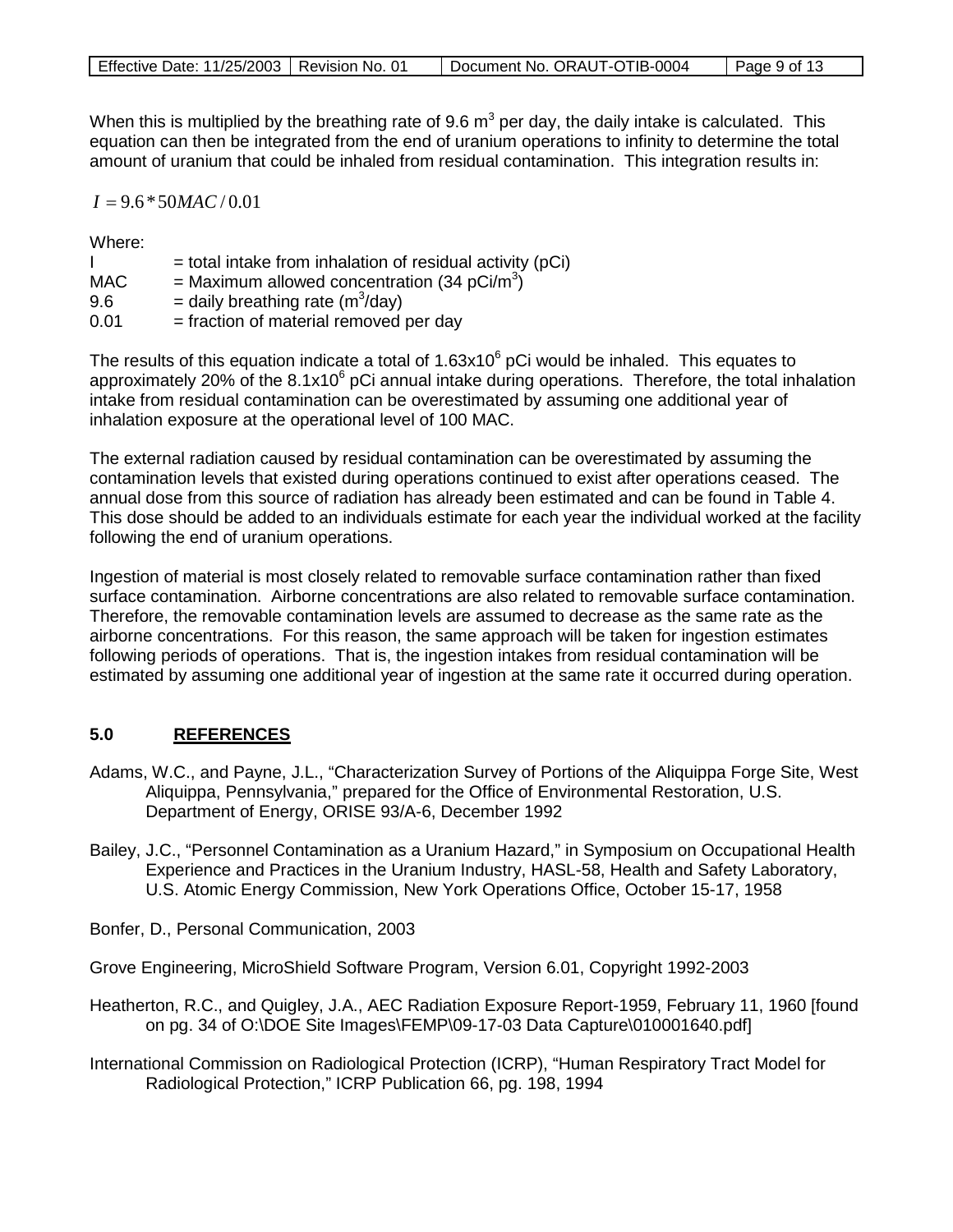When this is multiplied by the breathing rate of 9.6 $m^3$ per day, the daily intake is calculated. This equation can then be integrated from the end of uranium operations to infinity to determine the total amount of uranium that could be inhaled from residual contamination. This integration results in:

$$I = 9.6 * 50MAC / 0.01$$

Where:

I = total intake from inhalation of residual activity (pCi)
MAC = Maximum allowed concentration (34 pCi/$m^3$)
9.6 = daily breathing rate ($m^3$/day)
0.01 = fraction of material removed per day

The results of this equation indicate a total of $1.63 \times 10^6$ pCi would be inhaled. This equates to approximately 20% of the $8.1 \times 10^6$ pCi annual intake during operations. Therefore, the total inhalation intake from residual contamination can be overestimated by assuming one additional year of inhalation exposure at the operational level of 100 MAC.

The external radiation caused by residual contamination can be overestimated by assuming the contamination levels that existed during operations continued to exist after operations ceased. The annual dose from this source of radiation has already been estimated and can be found in Table 4. This dose should be added to an individuals estimate for each year the individual worked at the facility following the end of uranium operations.

Ingestion of material is most closely related to removable surface contamination rather than fixed surface contamination. Airborne concentrations are also related to removable surface contamination. Therefore, the removable contamination levels are assumed to decrease as the same rate as the airborne concentrations. For this reason, the same approach will be taken for ingestion estimates following periods of operations. That is, the ingestion intakes from residual contamination will be estimated by assuming one additional year of ingestion at the same rate it occurred during operation.

## 5.0 REFERENCES

Adams, W.C., and Payne, J.L., "Characterization Survey of Portions of the Aliquippa Forge Site, West Aliquippa, Pennsylvania," prepared for the Office of Environmental Restoration, U.S. Department of Energy, ORISE 93/A-6, December 1992

Bailey, J.C., "Personnel Contamination as a Uranium Hazard," in Symposium on Occupational Health Experience and Practices in the Uranium Industry, HASL-58, Health and Safety Laboratory, U.S. Atomic Energy Commission, New York Operations Office, October 15-17, 1958

Bonfer, D., Personal Communication, 2003

Grove Engineering, MicroShield Software Program, Version 6.01, Copyright 1992-2003

Heatherton, R.C., and Quigley, J.A., AEC Radiation Exposure Report-1959, February 11, 1960 [found on pg. 34 of O:\DOE Site Images\FEMP\09-17-03 Data Capture\010001640.pdf]

International Commission on Radiological Protection (ICRP), "Human Respiratory Tract Model for Radiological Protection," ICRP Publication 66, pg. 198, 1994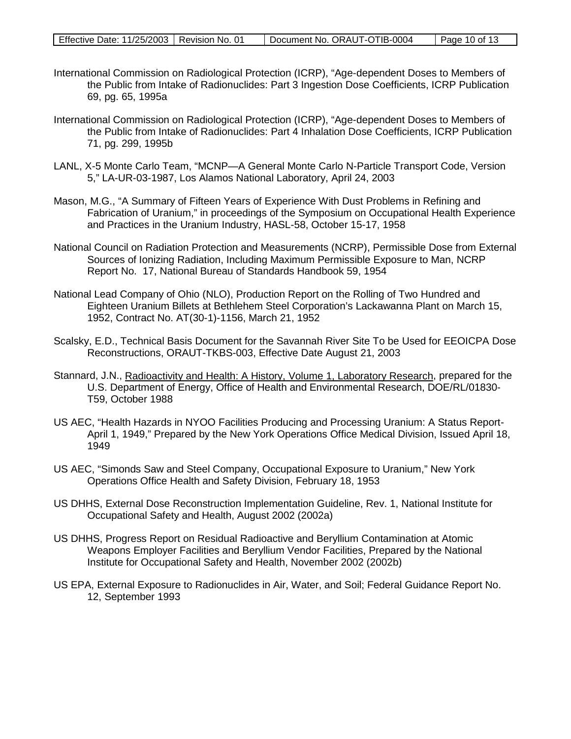International Commission on Radiological Protection (ICRP), "Age-dependent Doses to Members of the Public from Intake of Radionuclides: Part 3 Ingestion Dose Coefficients, ICRP Publication 69, pg. 65, 1995a

International Commission on Radiological Protection (ICRP), "Age-dependent Doses to Members of the Public from Intake of Radionuclides: Part 4 Inhalation Dose Coefficients, ICRP Publication 71, pg. 299, 1995b

LANL, X-5 Monte Carlo Team, "MCNP—A General Monte Carlo N-Particle Transport Code, Version 5," LA-UR-03-1987, Los Alamos National Laboratory, April 24, 2003

Mason, M.G., "A Summary of Fifteen Years of Experience With Dust Problems in Refining and Fabrication of Uranium," in proceedings of the Symposium on Occupational Health Experience and Practices in the Uranium Industry, HASL-58, October 15-17, 1958

National Council on Radiation Protection and Measurements (NCRP), Permissible Dose from External Sources of Ionizing Radiation, Including Maximum Permissible Exposure to Man, NCRP Report No. 17, National Bureau of Standards Handbook 59, 1954

National Lead Company of Ohio (NLO), Production Report on the Rolling of Two Hundred and Eighteen Uranium Billets at Bethlehem Steel Corporation's Lackawanna Plant on March 15, 1952, Contract No. AT(30-1)-1156, March 21, 1952

Scalsky, E.D., Technical Basis Document for the Savannah River Site To be Used for EEOICPA Dose Reconstructions, ORAUT-TKBS-003, Effective Date August 21, 2003

Stannard, J.N., Radioactivity and Health: A History, Volume 1, Laboratory Research, prepared for the U.S. Department of Energy, Office of Health and Environmental Research, DOE/RL/01830-T59, October 1988

US AEC, "Health Hazards in NYOO Facilities Producing and Processing Uranium: A Status Report-April 1, 1949," Prepared by the New York Operations Office Medical Division, Issued April 18, 1949

US AEC, "Simonds Saw and Steel Company, Occupational Exposure to Uranium," New York Operations Office Health and Safety Division, February 18, 1953

US DHHS, External Dose Reconstruction Implementation Guideline, Rev. 1, National Institute for Occupational Safety and Health, August 2002 (2002a)

US DHHS, Progress Report on Residual Radioactive and Beryllium Contamination at Atomic Weapons Employer Facilities and Beryllium Vendor Facilities, Prepared by the National Institute for Occupational Safety and Health, November 2002 (2002b)

US EPA, External Exposure to Radionuclides in Air, Water, and Soil; Federal Guidance Report No. 12, September 1993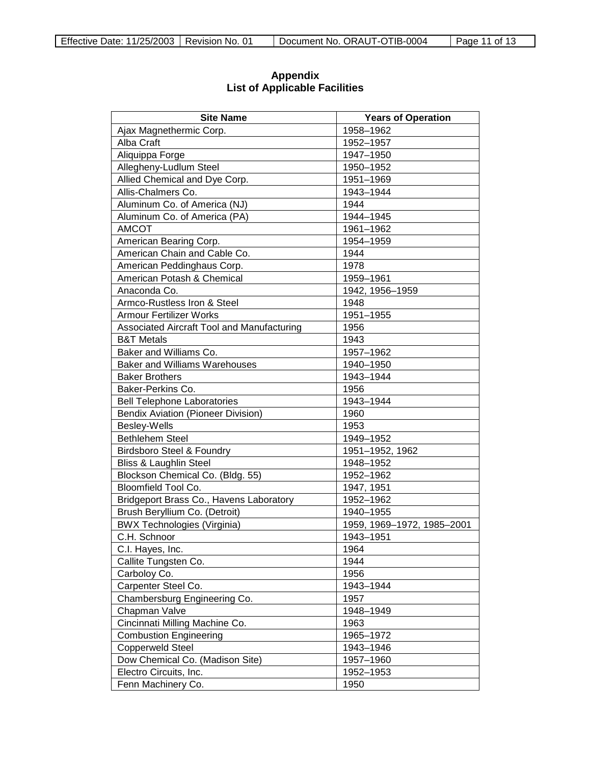# Appendix
## List of Applicable Facilities

| Site Name | Years of Operation |
|---|---|
| Ajax Magnethermic Corp. | 1958–1962 |
| Alba Craft | 1952–1957 |
| Aliquippa Forge | 1947–1950 |
| Allegheny-Ludlum Steel | 1950–1952 |
| Allied Chemical and Dye Corp. | 1951–1969 |
| Allis-Chalmers Co. | 1943–1944 |
| Aluminum Co. of America (NJ) | 1944 |
| Aluminum Co. of America (PA) | 1944–1945 |
| AMCOT | 1961–1962 |
| American Bearing Corp. | 1954–1959 |
| American Chain and Cable Co. | 1944 |
| American Peddinghaus Corp. | 1978 |
| American Potash & Chemical | 1959–1961 |
| Anaconda Co. | 1942, 1956–1959 |
| Armco-Rustless Iron & Steel | 1948 |
| Armour Fertilizer Works | 1951–1955 |
| Associated Aircraft Tool and Manufacturing | 1956 |
| B&T Metals | 1943 |
| Baker and Williams Co. | 1957–1962 |
| Baker and Williams Warehouses | 1940–1950 |
| Baker Brothers | 1943–1944 |
| Baker-Perkins Co. | 1956 |
| Bell Telephone Laboratories | 1943–1944 |
| Bendix Aviation (Pioneer Division) | 1960 |
| Besley-Wells | 1953 |
| Bethlehem Steel | 1949–1952 |
| Birdsboro Steel & Foundry | 1951–1952, 1962 |
| Bliss & Laughlin Steel | 1948–1952 |
| Blockson Chemical Co. (Bldg. 55) | 1952–1962 |
| Bloomfield Tool Co. | 1947, 1951 |
| Bridgeport Brass Co., Havens Laboratory | 1952–1962 |
| Brush Beryllium Co. (Detroit) | 1940–1955 |
| BWX Technologies (Virginia) | 1959, 1969–1972, 1985–2001 |
| C.H. Schnoor | 1943–1951 |
| C.I. Hayes, Inc. | 1964 |
| Callite Tungsten Co. | 1944 |
| Carboloy Co. | 1956 |
| Carpenter Steel Co. | 1943–1944 |
| Chambersburg Engineering Co. | 1957 |
| Chapman Valve | 1948–1949 |
| Cincinnati Milling Machine Co. | 1963 |
| Combustion Engineering | 1965–1972 |
| Copperweld Steel | 1943–1946 |
| Dow Chemical Co. (Madison Site) | 1957–1960 |
| Electro Circuits, Inc. | 1952–1953 |
| Fenn Machinery Co. | 1950 |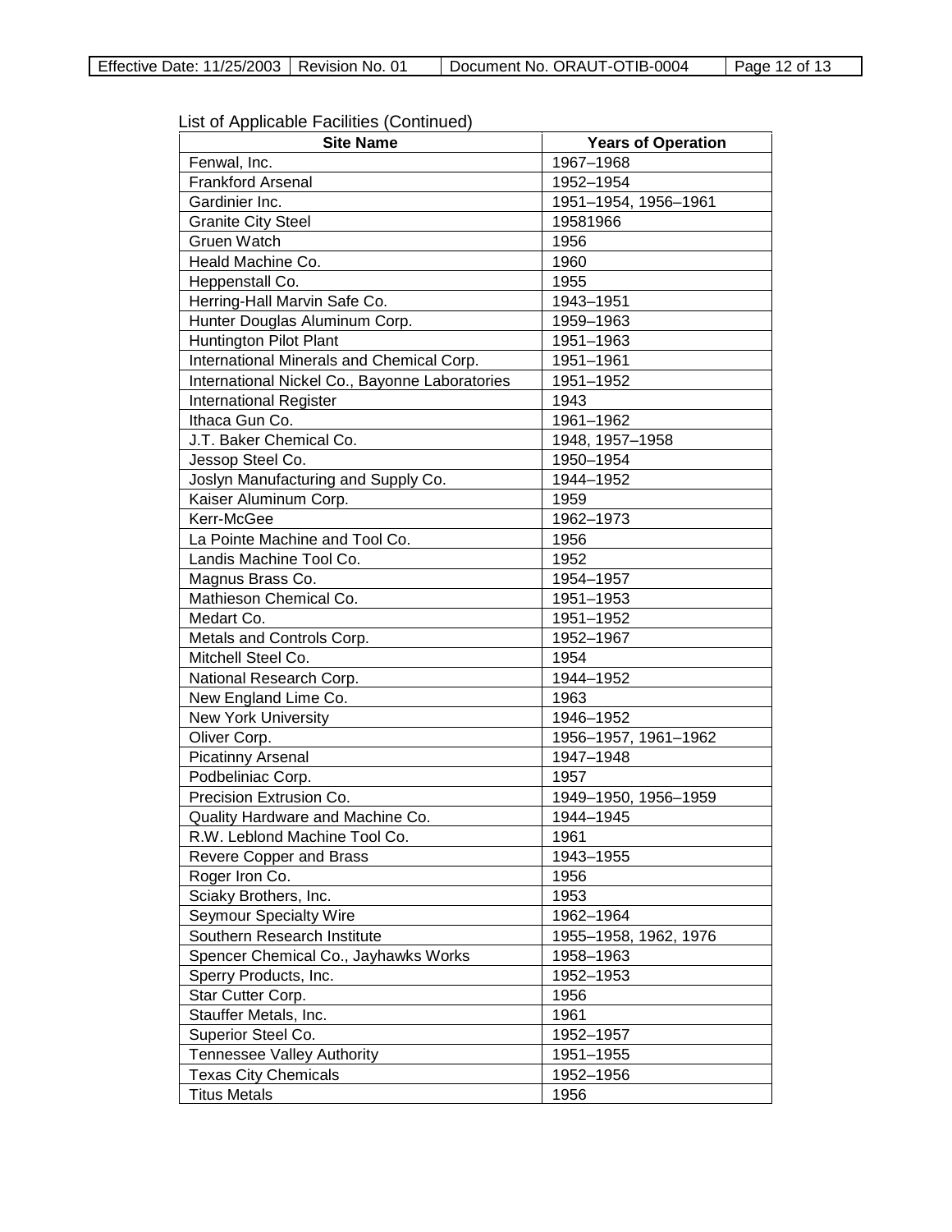List of Applicable Facilities (Continued)

| Site Name | Years of Operation |
|---|---|
| Fenwal, Inc. | 1967–1968 |
| Frankford Arsenal | 1952–1954 |
| Gardinier Inc. | 1951–1954, 1956–1961 |
| Granite City Steel | 19581966 |
| Gruen Watch | 1956 |
| Heald Machine Co. | 1960 |
| Heppenstall Co. | 1955 |
| Herring-Hall Marvin Safe Co. | 1943–1951 |
| Hunter Douglas Aluminum Corp. | 1959–1963 |
| Huntington Pilot Plant | 1951–1963 |
| International Minerals and Chemical Corp. | 1951–1961 |
| International Nickel Co., Bayonne Laboratories | 1951–1952 |
| International Register | 1943 |
| Ithaca Gun Co. | 1961–1962 |
| J.T. Baker Chemical Co. | 1948, 1957–1958 |
| Jessop Steel Co. | 1950–1954 |
| Joslyn Manufacturing and Supply Co. | 1944–1952 |
| Kaiser Aluminum Corp. | 1959 |
| Kerr-McGee | 1962–1973 |
| La Pointe Machine and Tool Co. | 1956 |
| Landis Machine Tool Co. | 1952 |
| Magnus Brass Co. | 1954–1957 |
| Mathieson Chemical Co. | 1951–1953 |
| Medart Co. | 1951–1952 |
| Metals and Controls Corp. | 1952–1967 |
| Mitchell Steel Co. | 1954 |
| National Research Corp. | 1944–1952 |
| New England Lime Co. | 1963 |
| New York University | 1946–1952 |
| Oliver Corp. | 1956–1957, 1961–1962 |
| Picatinny Arsenal | 1947–1948 |
| Podbeliniac Corp. | 1957 |
| Precision Extrusion Co. | 1949–1950, 1956–1959 |
| Quality Hardware and Machine Co. | 1944–1945 |
| R.W. Leblond Machine Tool Co. | 1961 |
| Revere Copper and Brass | 1943–1955 |
| Roger Iron Co. | 1956 |
| Sciaky Brothers, Inc. | 1953 |
| Seymour Specialty Wire | 1962–1964 |
| Southern Research Institute | 1955–1958, 1962, 1976 |
| Spencer Chemical Co., Jayhawks Works | 1958–1963 |
| Sperry Products, Inc. | 1952–1953 |
| Star Cutter Corp. | 1956 |
| Stauffer Metals, Inc. | 1961 |
| Superior Steel Co. | 1952–1957 |
| Tennessee Valley Authority | 1951–1955 |
| Texas City Chemicals | 1952–1956 |
| Titus Metals | 1956 |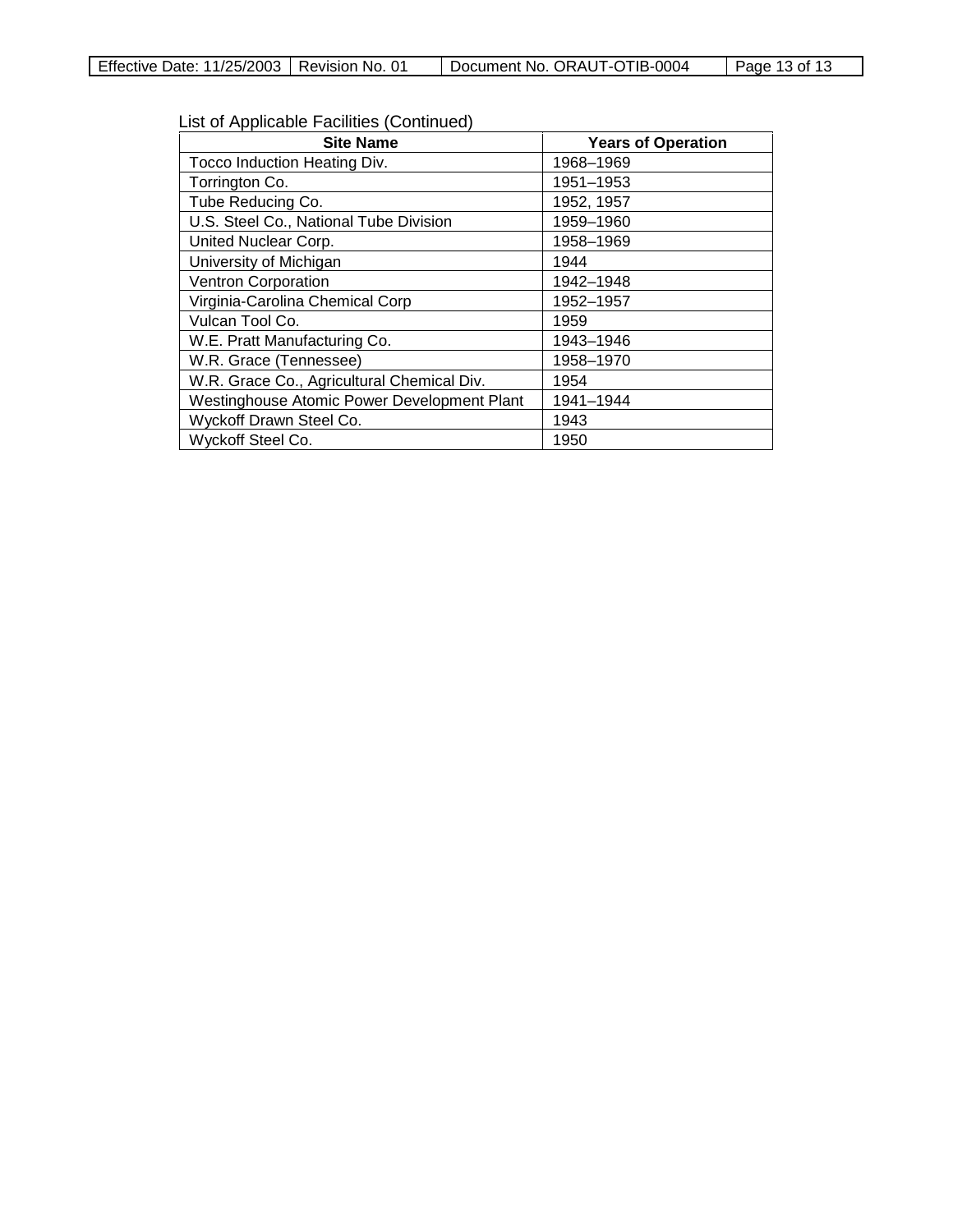List of Applicable Facilities (Continued)

| Site Name | Years of Operation |
|---|---|
| Tocco Induction Heating Div. | 1968–1969 |
| Torrington Co. | 1951–1953 |
| Tube Reducing Co. | 1952, 1957 |
| U.S. Steel Co., National Tube Division | 1959–1960 |
| United Nuclear Corp. | 1958–1969 |
| University of Michigan | 1944 |
| Ventron Corporation | 1942–1948 |
| Virginia-Carolina Chemical Corp | 1952–1957 |
| Vulcan Tool Co. | 1959 |
| W.E. Pratt Manufacturing Co. | 1943–1946 |
| W.R. Grace (Tennessee) | 1958–1970 |
| W.R. Grace Co., Agricultural Chemical Div. | 1954 |
| Westinghouse Atomic Power Development Plant | 1941–1944 |
| Wyckoff Drawn Steel Co. | 1943 |
| Wyckoff Steel Co. | 1950 |